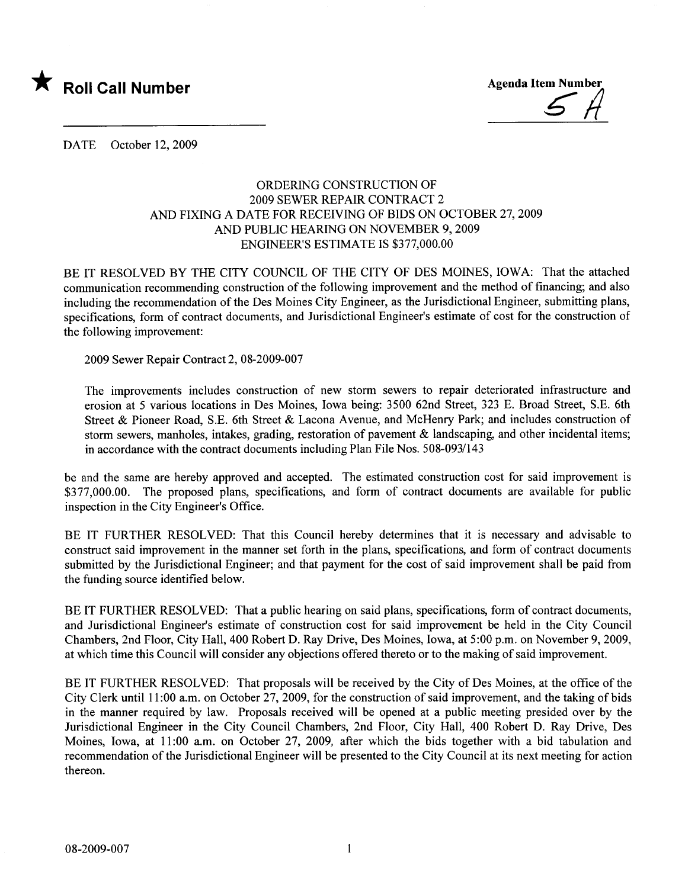★ **Roll Call Number**

**Agenda Item Number**
5 A

DATE October 12, 2009

ORDERING CONSTRUCTION OF
2009 SEWER REPAIR CONTRACT 2
AND FIXING A DATE FOR RECEIVING OF BIDS ON OCTOBER 27, 2009
AND PUBLIC HEARING ON NOVEMBER 9, 2009
ENGINEER'S ESTIMATE IS $377,000.00

BE IT RESOLVED BY THE CITY COUNCIL OF THE CITY OF DES MOINES, IOWA: That the attached communication recommending construction of the following improvement and the method of financing; and also including the recommendation of the Des Moines City Engineer, as the Jurisdictional Engineer, submitting plans, specifications, form of contract documents, and Jurisdictional Engineer's estimate of cost for the construction of the following improvement:

2009 Sewer Repair Contract 2, 08-2009-007

The improvements includes construction of new storm sewers to repair deteriorated infrastructure and erosion at 5 various locations in Des Moines, Iowa being: 3500 62nd Street, 323 E. Broad Street, S.E. 6th Street & Pioneer Road, S.E. 6th Street & Lacona Avenue, and McHenry Park; and includes construction of storm sewers, manholes, intakes, grading, restoration of pavement & landscaping, and other incidental items; in accordance with the contract documents including Plan File Nos. 508-093/143

be and the same are hereby approved and accepted. The estimated construction cost for said improvement is $377,000.00. The proposed plans, specifications, and form of contract documents are available for public inspection in the City Engineer's Office.

BE IT FURTHER RESOLVED: That this Council hereby determines that it is necessary and advisable to construct said improvement in the manner set forth in the plans, specifications, and form of contract documents submitted by the Jurisdictional Engineer; and that payment for the cost of said improvement shall be paid from the funding source identified below.

BE IT FURTHER RESOLVED: That a public hearing on said plans, specifications, form of contract documents, and Jurisdictional Engineer's estimate of construction cost for said improvement be held in the City Council Chambers, 2nd Floor, City Hall, 400 Robert D. Ray Drive, Des Moines, Iowa, at 5:00 p.m. on November 9, 2009, at which time this Council will consider any objections offered thereto or to the making of said improvement.

BE IT FURTHER RESOLVED: That proposals will be received by the City of Des Moines, at the office of the City Clerk until 11:00 a.m. on October 27, 2009, for the construction of said improvement, and the taking of bids in the manner required by law. Proposals received will be opened at a public meeting presided over by the Jurisdictional Engineer in the City Council Chambers, 2nd Floor, City Hall, 400 Robert D. Ray Drive, Des Moines, Iowa, at 11:00 a.m. on October 27, 2009, after which the bids together with a bid tabulation and recommendation of the Jurisdictional Engineer will be presented to the City Council at its next meeting for action thereon.

08-2009-007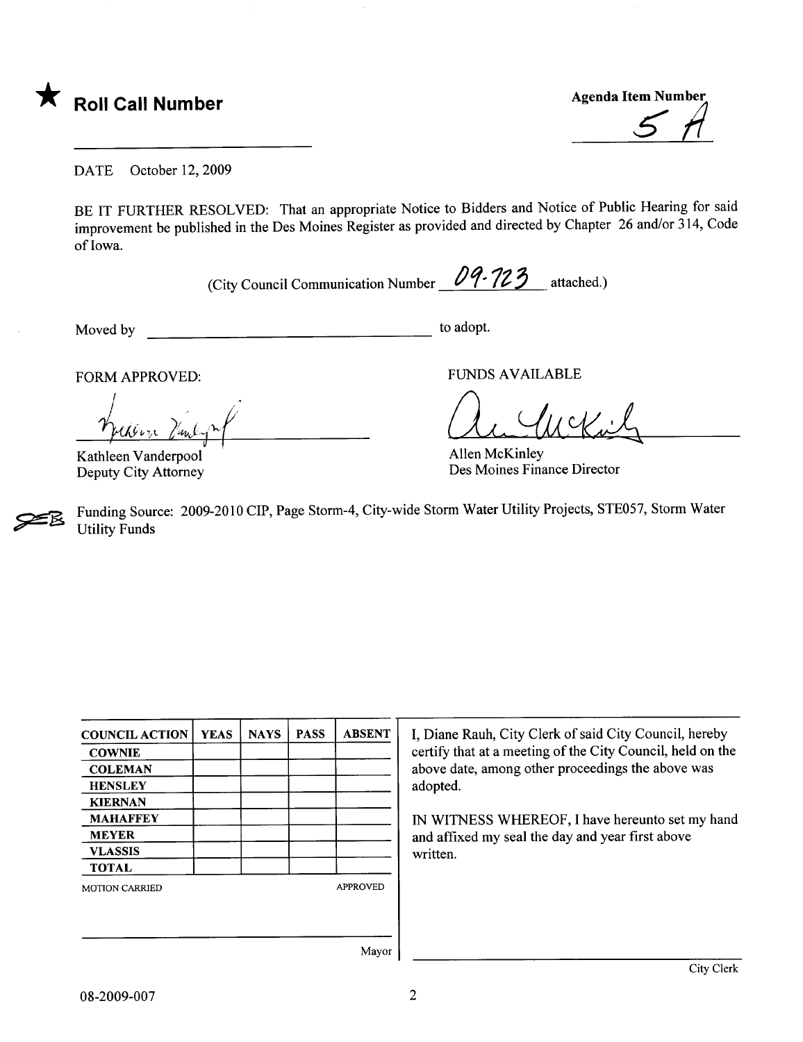★ **Roll Call Number**

**Agenda Item Number**
5 A

DATE October 12, 2009

BE IT FURTHER RESOLVED: That an appropriate Notice to Bidders and Notice of Public Hearing for said improvement be published in the Des Moines Register as provided and directed by Chapter 26 and/or 314, Code of Iowa.

(City Council Communication Number 09-723 attached.)

Moved by ______________________ to adopt.

FORM APPROVED:

Kathleen Vanderpool
Deputy City Attorney

FUNDS AVAILABLE

Allen McKinley
Des Moines Finance Director

Funding Source: 2009-2010 CIP, Page Storm-4, City-wide Storm Water Utility Projects, STE057, Storm Water Utility Funds

| COUNCIL ACTION | YEAS | NAYS | PASS | ABSENT |
|---|---|---|---|---|
| COWNIE | | | | |
| COLEMAN | | | | |
| HENSLEY | | | | |
| KIERNAN | | | | |
| MAHAFFEY | | | | |
| MEYER | | | | |
| VLASSIS | | | | |
| TOTAL | | | | |

MOTION CARRIED APPROVED

______________________ Mayor

I, Diane Rauh, City Clerk of said City Council, hereby certify that at a meeting of the City Council, held on the above date, among other proceedings the above was adopted.

IN WITNESS WHEREOF, I have hereunto set my hand and affixed my seal the day and year first above written.

______________________ City Clerk

08-2009-007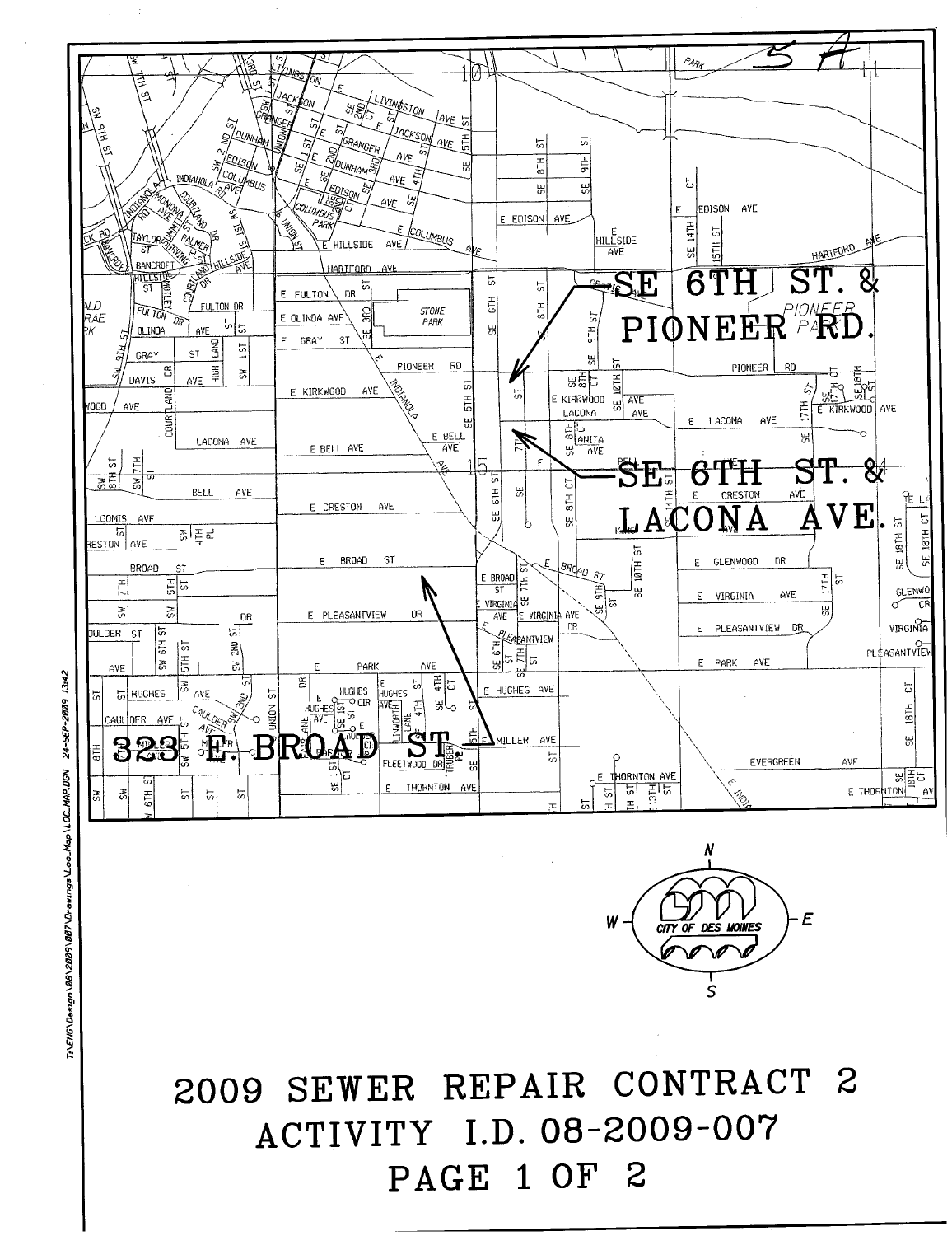SE 6TH ST. & PIONEER RD.

SE 6TH ST. & LACONA AVE.

323 E. BROAD ST.

CITY OF DES MOINES

# 2009 SEWER REPAIR CONTRACT 2
# ACTIVITY I.D. 08-2009-007
# PAGE 1 OF 2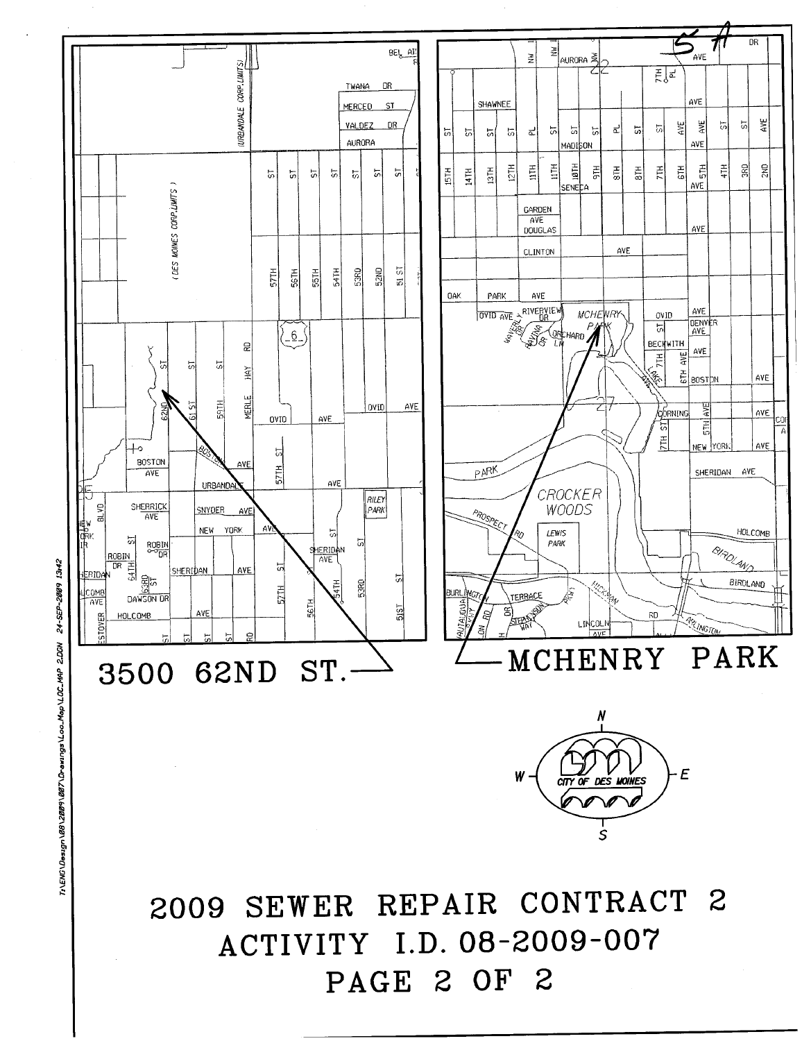3500 62ND ST.

MCHENRY PARK

# 2009 SEWER REPAIR CONTRACT 2

## ACTIVITY I.D. 08-2009-007

## PAGE 2 OF 2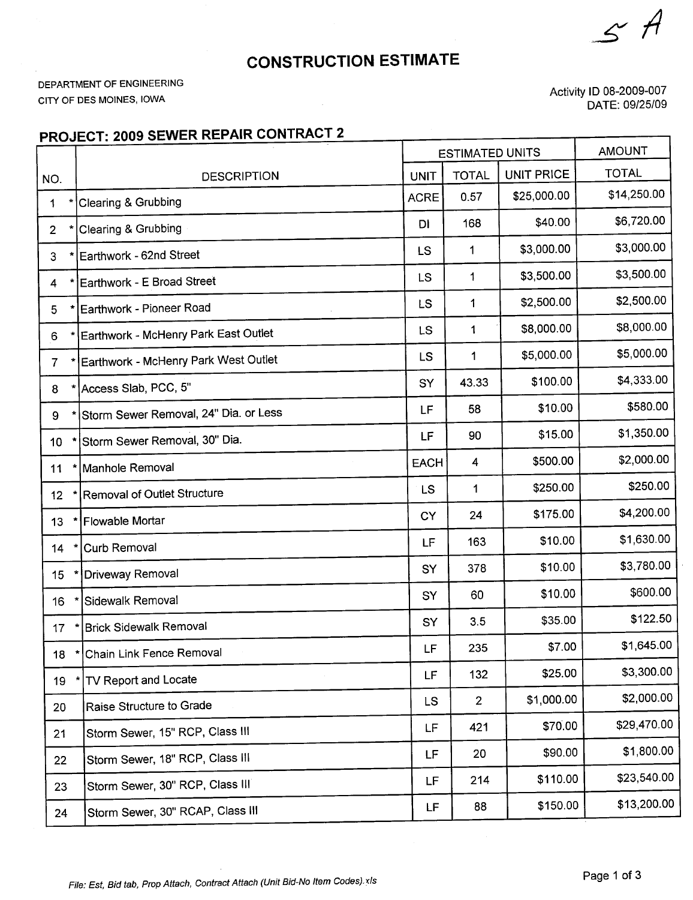5 A

# CONSTRUCTION ESTIMATE

DEPARTMENT OF ENGINEERING
CITY OF DES MOINES, IOWA

Activity ID 08-2009-007
DATE: 09/25/09

## PROJECT: 2009 SEWER REPAIR CONTRACT 2

| NO. | DESCRIPTION | ESTIMATED UNITS | | | AMOUNT |
|---|---|---|---|---|---|
| | | UNIT | TOTAL | UNIT PRICE | TOTAL |
| 1 * | Clearing & Grubbing | ACRE | 0.57 | $25,000.00 | $14,250.00 |
| 2 * | Clearing & Grubbing | DI | 168 | $40.00 | $6,720.00 |
| 3 * | Earthwork - 62nd Street | LS | 1 | $3,000.00 | $3,000.00 |
| 4 * | Earthwork - E Broad Street | LS | 1 | $3,500.00 | $3,500.00 |
| 5 * | Earthwork - Pioneer Road | LS | 1 | $2,500.00 | $2,500.00 |
| 6 * | Earthwork - McHenry Park East Outlet | LS | 1 | $8,000.00 | $8,000.00 |
| 7 * | Earthwork - McHenry Park West Outlet | LS | 1 | $5,000.00 | $5,000.00 |
| 8 * | Access Slab, PCC, 5" | SY | 43.33 | $100.00 | $4,333.00 |
| 9 * | Storm Sewer Removal, 24" Dia. or Less | LF | 58 | $10.00 | $580.00 |
| 10 * | Storm Sewer Removal, 30" Dia. | LF | 90 | $15.00 | $1,350.00 |
| 11 * | Manhole Removal | EACH | 4 | $500.00 | $2,000.00 |
| 12 * | Removal of Outlet Structure | LS | 1 | $250.00 | $250.00 |
| 13 * | Flowable Mortar | CY | 24 | $175.00 | $4,200.00 |
| 14 * | Curb Removal | LF | 163 | $10.00 | $1,630.00 |
| 15 * | Driveway Removal | SY | 378 | $10.00 | $3,780.00 |
| 16 * | Sidewalk Removal | SY | 60 | $10.00 | $600.00 |
| 17 * | Brick Sidewalk Removal | SY | 3.5 | $35.00 | $122.50 |
| 18 * | Chain Link Fence Removal | LF | 235 | $7.00 | $1,645.00 |
| 19 * | TV Report and Locate | LF | 132 | $25.00 | $3,300.00 |
| 20 | Raise Structure to Grade | LS | 2 | $1,000.00 | $2,000.00 |
| 21 | Storm Sewer, 15" RCP, Class III | LF | 421 | $70.00 | $29,470.00 |
| 22 | Storm Sewer, 18" RCP, Class III | LF | 20 | $90.00 | $1,800.00 |
| 23 | Storm Sewer, 30" RCP, Class III | LF | 214 | $110.00 | $23,540.00 |
| 24 | Storm Sewer, 30" RCAP, Class III | LF | 88 | $150.00 | $13,200.00 |

*File: Est, Bid tab, Prop Attach, Contract Attach (Unit Bid-No Item Codes).xls*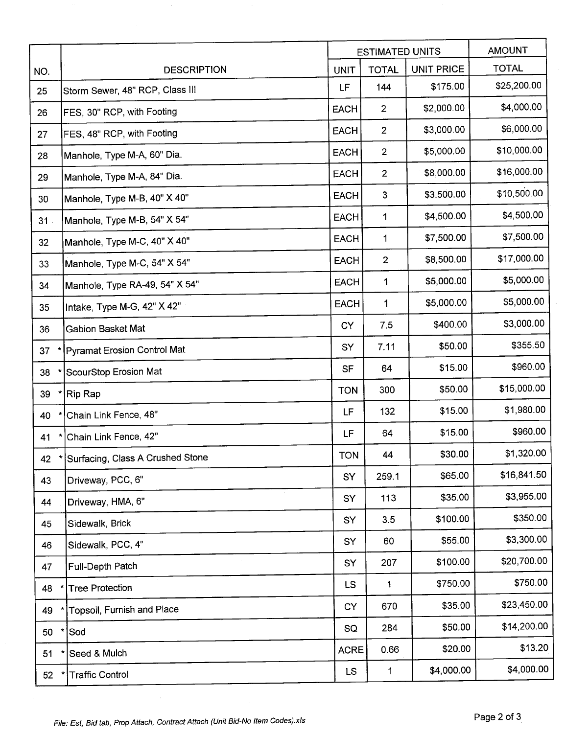| NO. | DESCRIPTION | ESTIMATED UNITS | | | AMOUNT |
|---|---|---|---|---|---|
| | | UNIT | TOTAL | UNIT PRICE | TOTAL |
| 25 | Storm Sewer, 48" RCP, Class III | LF | 144 | $175.00 | $25,200.00 |
| 26 | FES, 30" RCP, with Footing | EACH | 2 | $2,000.00 | $4,000.00 |
| 27 | FES, 48" RCP, with Footing | EACH | 2 | $3,000.00 | $6,000.00 |
| 28 | Manhole, Type M-A, 60" Dia. | EACH | 2 | $5,000.00 | $10,000.00 |
| 29 | Manhole, Type M-A, 84" Dia. | EACH | 2 | $8,000.00 | $16,000.00 |
| 30 | Manhole, Type M-B, 40" X 40" | EACH | 3 | $3,500.00 | $10,500.00 |
| 31 | Manhole, Type M-B, 54" X 54" | EACH | 1 | $4,500.00 | $4,500.00 |
| 32 | Manhole, Type M-C, 40" X 40" | EACH | 1 | $7,500.00 | $7,500.00 |
| 33 | Manhole, Type M-C, 54" X 54" | EACH | 2 | $8,500.00 | $17,000.00 |
| 34 | Manhole, Type RA-49, 54" X 54" | EACH | 1 | $5,000.00 | $5,000.00 |
| 35 | Intake, Type M-G, 42" X 42" | EACH | 1 | $5,000.00 | $5,000.00 |
| 36 | Gabion Basket Mat | CY | 7.5 | $400.00 | $3,000.00 |
| 37 * | Pyramat Erosion Control Mat | SY | 7.11 | $50.00 | $355.50 |
| 38 * | ScourStop Erosion Mat | SF | 64 | $15.00 | $960.00 |
| 39 * | Rip Rap | TON | 300 | $50.00 | $15,000.00 |
| 40 * | Chain Link Fence, 48" | LF | 132 | $15.00 | $1,980.00 |
| 41 * | Chain Link Fence, 42" | LF | 64 | $15.00 | $960.00 |
| 42 * | Surfacing, Class A Crushed Stone | TON | 44 | $30.00 | $1,320.00 |
| 43 | Driveway, PCC, 6" | SY | 259.1 | $65.00 | $16,841.50 |
| 44 | Driveway, HMA, 6" | SY | 113 | $35.00 | $3,955.00 |
| 45 | Sidewalk, Brick | SY | 3.5 | $100.00 | $350.00 |
| 46 | Sidewalk, PCC, 4" | SY | 60 | $55.00 | $3,300.00 |
| 47 | Full-Depth Patch | SY | 207 | $100.00 | $20,700.00 |
| 48 * | Tree Protection | LS | 1 | $750.00 | $750.00 |
| 49 * | Topsoil, Furnish and Place | CY | 670 | $35.00 | $23,450.00 |
| 50 * | Sod | SQ | 284 | $50.00 | $14,200.00 |
| 51 * | Seed & Mulch | ACRE | 0.66 | $20.00 | $13.20 |
| 52 * | Traffic Control | LS | 1 | $4,000.00 | $4,000.00 |

*File: Est, Bid tab, Prop Attach, Contract Attach (Unit Bid-No Item Codes).xls*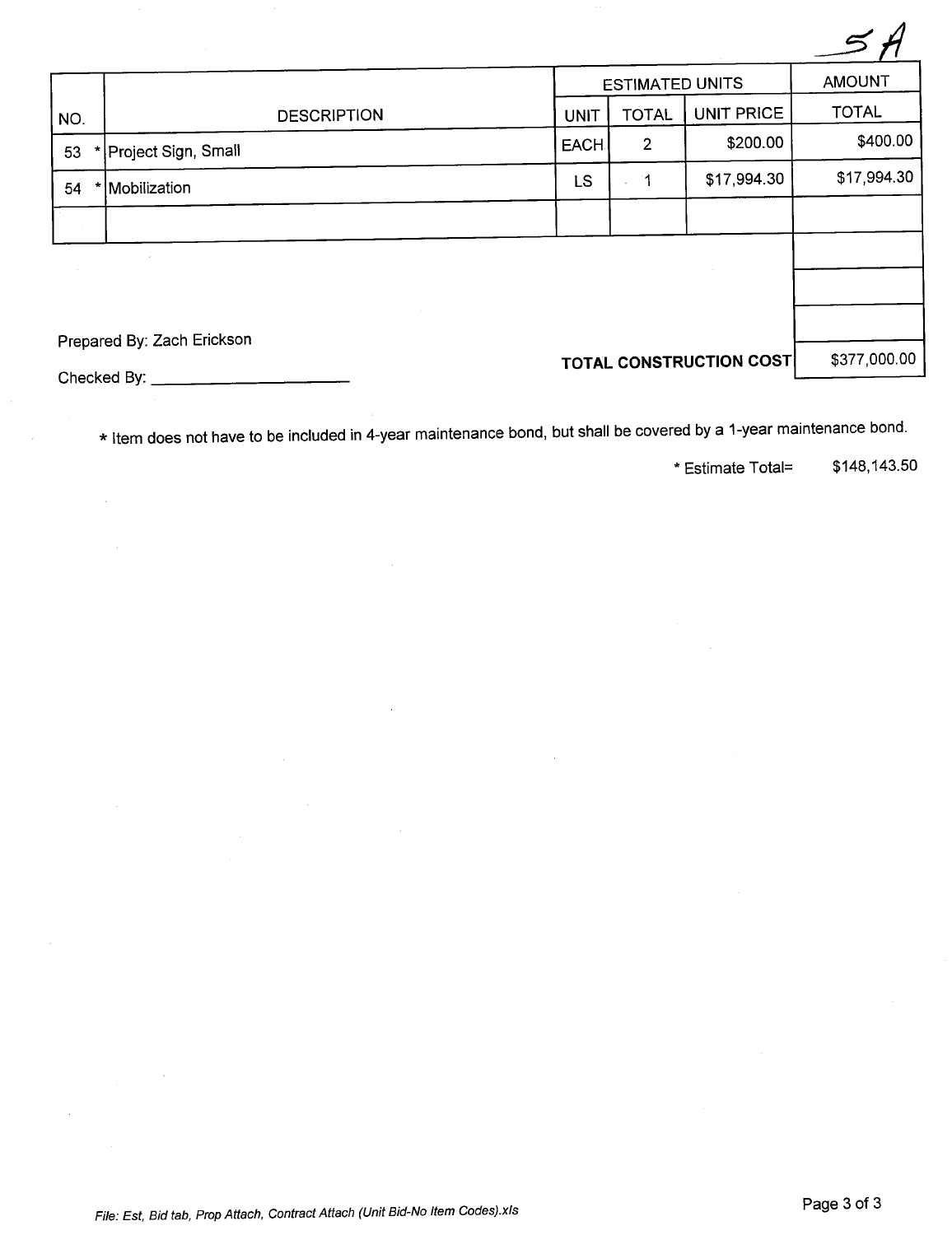5A

| | | ESTIMATED UNITS | | | AMOUNT |
|---|---|---|---|---|---|
| NO. | DESCRIPTION | UNIT | TOTAL | UNIT PRICE | TOTAL |
| 53 * | Project Sign, Small | EACH | 2 | $200.00 | $400.00 |
| 54 * | Mobilization | LS | 1 | $17,994.30 | $17,994.30 |
| | | | | | |

Prepared By: Zach Erickson

Checked By: ____________________

**TOTAL CONSTRUCTION COST** $377,000.00

* Item does not have to be included in 4-year maintenance bond, but shall be covered by a 1-year maintenance bond.

* Estimate Total= $148,143.50

*File: Est, Bid tab, Prop Attach, Contract Attach (Unit Bid-No Item Codes).xls*